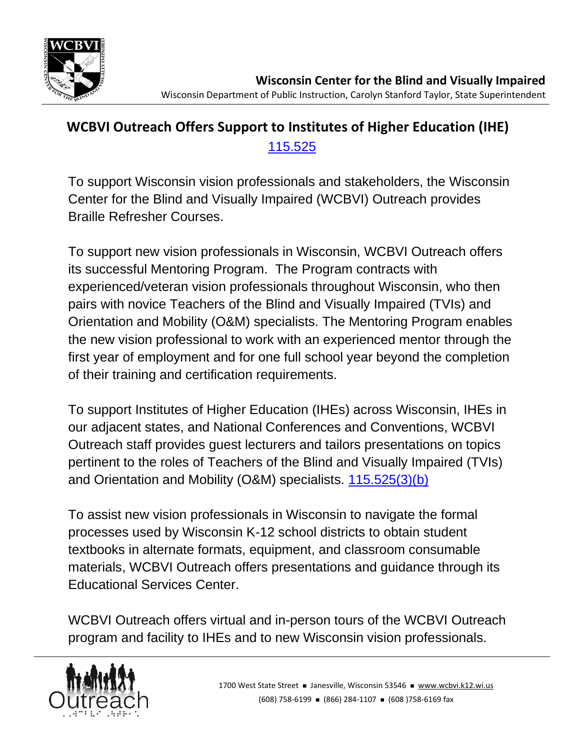**Wisconsin Center for the Blind and Visually Impaired**
Wisconsin Department of Public Instruction, Carolyn Stanford Taylor, State Superintendent

# WCBVI Outreach Offers Support to Institutes of Higher Education (IHE)

[115.525]

To support Wisconsin vision professionals and stakeholders, the Wisconsin Center for the Blind and Visually Impaired (WCBVI) Outreach provides Braille Refresher Courses.

To support new vision professionals in Wisconsin, WCBVI Outreach offers its successful Mentoring Program. The Program contracts with experienced/veteran vision professionals throughout Wisconsin, who then pairs with novice Teachers of the Blind and Visually Impaired (TVIs) and Orientation and Mobility (O&M) specialists. The Mentoring Program enables the new vision professional to work with an experienced mentor through the first year of employment and for one full school year beyond the completion of their training and certification requirements.

To support Institutes of Higher Education (IHEs) across Wisconsin, IHEs in our adjacent states, and National Conferences and Conventions, WCBVI Outreach staff provides guest lecturers and tailors presentations on topics pertinent to the roles of Teachers of the Blind and Visually Impaired (TVIs) and Orientation and Mobility (O&M) specialists. 115.525(3)(b)

To assist new vision professionals in Wisconsin to navigate the formal processes used by Wisconsin K-12 school districts to obtain student textbooks in alternate formats, equipment, and classroom consumable materials, WCBVI Outreach offers presentations and guidance through its Educational Services Center.

WCBVI Outreach offers virtual and in-person tours of the WCBVI Outreach program and facility to IHEs and to new Wisconsin vision professionals.

1700 West State Street ■ Janesville, Wisconsin 53546 ■ www.wcbvi.k12.wi.us
(608) 758-6199 ■ (866) 284-1107 ■ (608 )758-6169 fax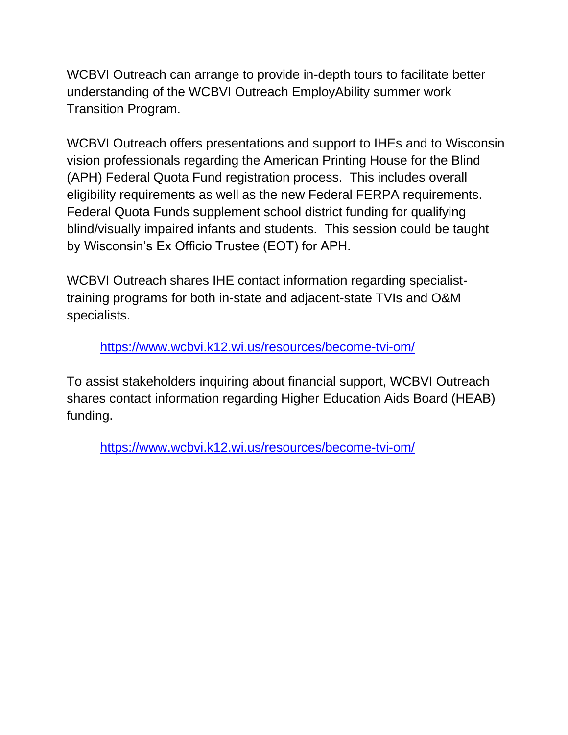WCBVI Outreach can arrange to provide in-depth tours to facilitate better understanding of the WCBVI Outreach EmployAbility summer work Transition Program.

WCBVI Outreach offers presentations and support to IHEs and to Wisconsin vision professionals regarding the American Printing House for the Blind (APH) Federal Quota Fund registration process. This includes overall eligibility requirements as well as the new Federal FERPA requirements. Federal Quota Funds supplement school district funding for qualifying blind/visually impaired infants and students. This session could be taught by Wisconsin's Ex Officio Trustee (EOT) for APH.

WCBVI Outreach shares IHE contact information regarding specialist-training programs for both in-state and adjacent-state TVIs and O&M specialists.

> https://www.wcbvi.k12.wi.us/resources/become-tvi-om/

To assist stakeholders inquiring about financial support, WCBVI Outreach shares contact information regarding Higher Education Aids Board (HEAB) funding.

> https://www.wcbvi.k12.wi.us/resources/become-tvi-om/